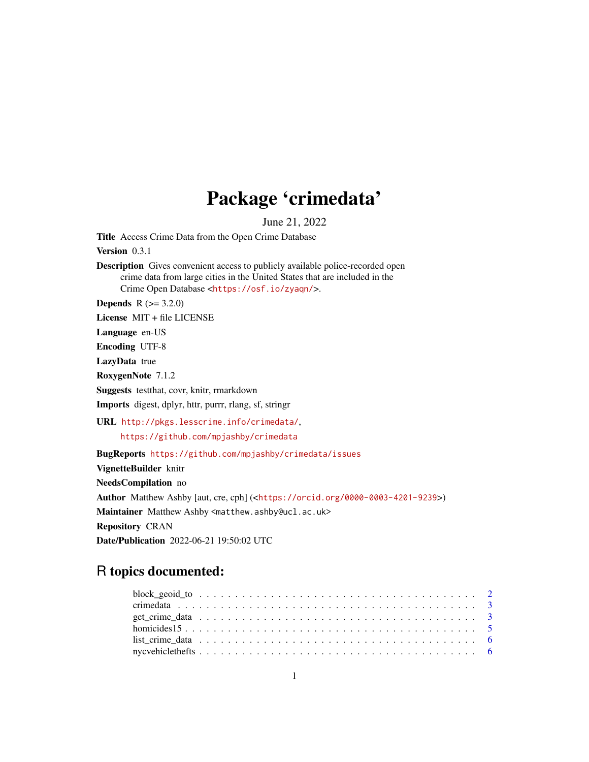# Package 'crimedata'

June 21, 2022

**Title** Access Crime Data from the Open Crime Database

**Version** 0.3.1

**Description** Gives convenient access to publicly available police-recorded open crime data from large cities in the United States that are included in the Crime Open Database <https://osf.io/zyaqn/>.

**Depends** R (>= 3.2.0)

**License** MIT + file LICENSE

**Language** en-US

**Encoding** UTF-8

**LazyData** true

**RoxygenNote** 7.1.2

**Suggests** testthat, covr, knitr, rmarkdown

**Imports** digest, dplyr, httr, purrr, rlang, sf, stringr

**URL** http://pkgs.lesscrime.info/crimedata/, https://github.com/mpjashby/crimedata

**BugReports** https://github.com/mpjashby/crimedata/issues

**VignetteBuilder** knitr

**NeedsCompilation** no

**Author** Matthew Ashby [aut, cre, cph] (<https://orcid.org/0000-0003-4201-9239>)

**Maintainer** Matthew Ashby <matthew.ashby@ucl.ac.uk>

**Repository** CRAN

**Date/Publication** 2022-06-21 19:50:02 UTC

## R topics documented:

- block_geoid_to . . . . . . . . . . 2
- crimedata . . . . . . . . . . 3
- get_crime_data . . . . . . . . . . 3
- homicides15 . . . . . . . . . . 5
- list_crime_data . . . . . . . . . . 6
- nycvehiclethefts . . . . . . . . . . 6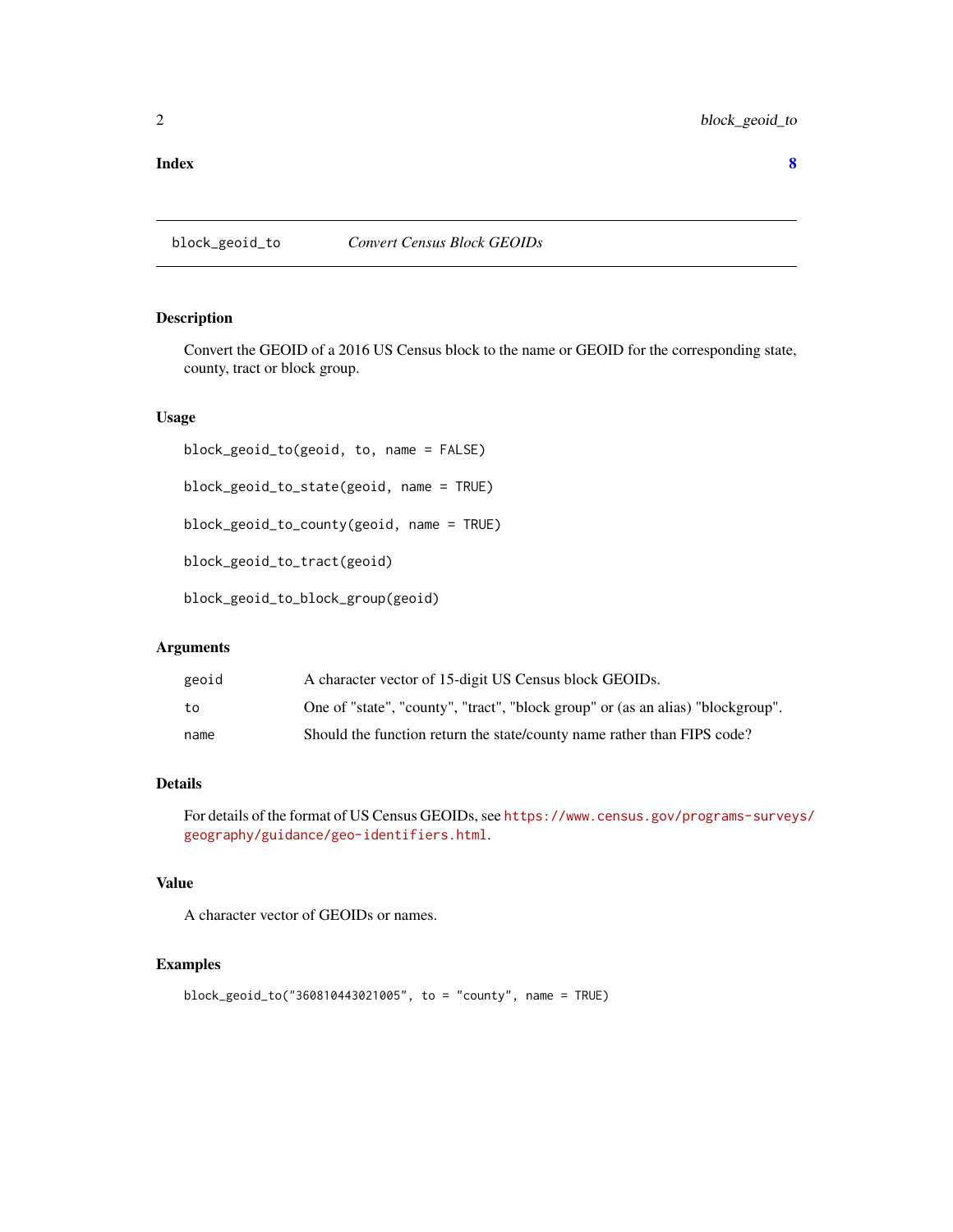**Index** **8**

---

`block_geoid_to` *Convert Census Block GEOIDs*

---

### Description

Convert the GEOID of a 2016 US Census block to the name or GEOID for the corresponding state, county, tract or block group.

### Usage

```
block_geoid_to(geoid, to, name = FALSE)

block_geoid_to_state(geoid, name = TRUE)

block_geoid_to_county(geoid, name = TRUE)

block_geoid_to_tract(geoid)

block_geoid_to_block_group(geoid)
```

### Arguments

| | |
|---|---|
| `geoid` | A character vector of 15-digit US Census block GEOIDs. |
| `to` | One of "state", "county", "tract", "block group" or (as an alias) "blockgroup". |
| `name` | Should the function return the state/county name rather than FIPS code? |

### Details

For details of the format of US Census GEOIDs, see https://www.census.gov/programs-surveys/geography/guidance/geo-identifiers.html.

### Value

A character vector of GEOIDs or names.

### Examples

```
block_geoid_to("360810443021005", to = "county", name = TRUE)
```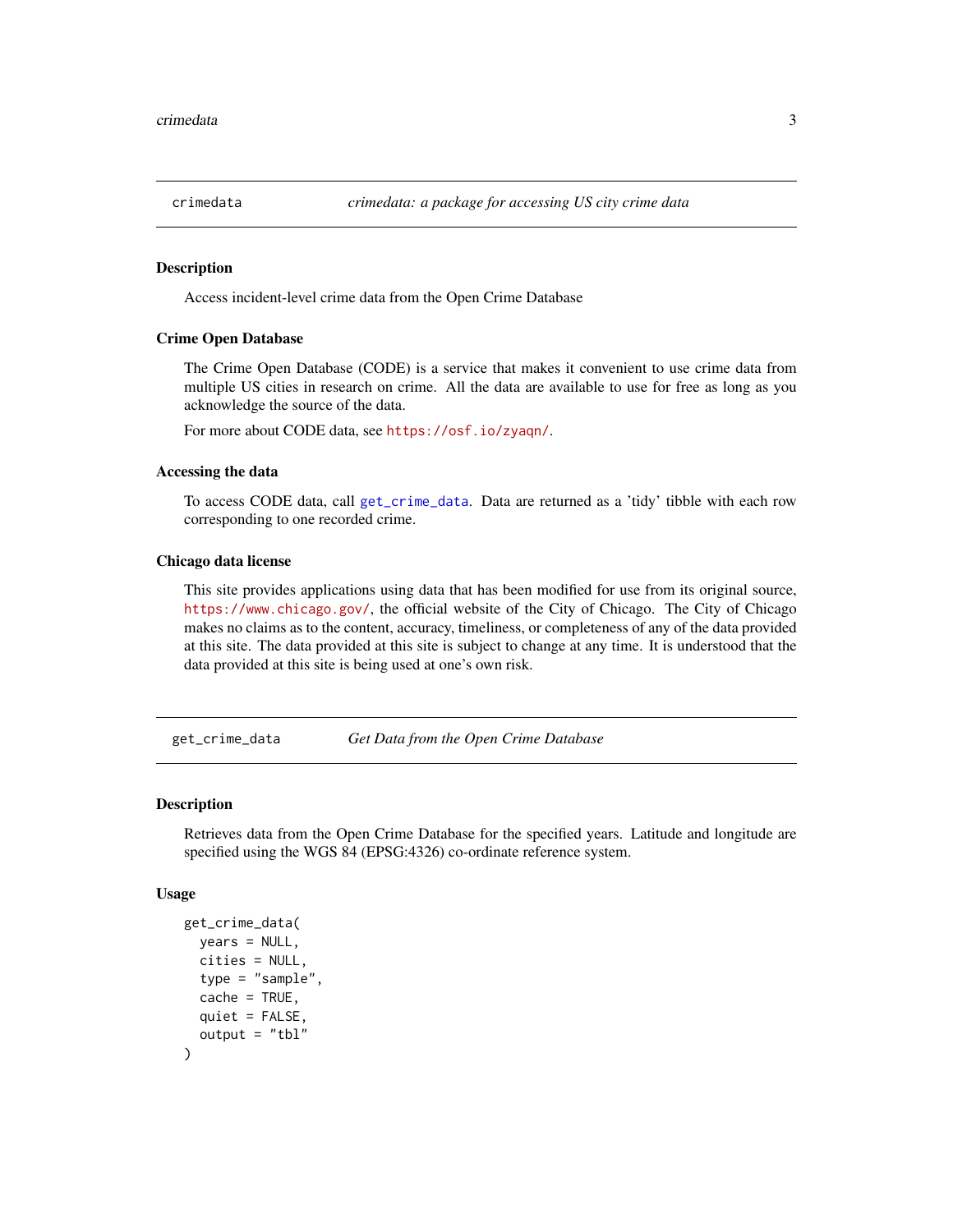## crimedata — *crimedata: a package for accessing US city crime data*

### Description

Access incident-level crime data from the Open Crime Database

### Crime Open Database

The Crime Open Database (CODE) is a service that makes it convenient to use crime data from multiple US cities in research on crime. All the data are available to use for free as long as you acknowledge the source of the data.

For more about CODE data, see https://osf.io/zyaqn/.

### Accessing the data

To access CODE data, call `get_crime_data`. Data are returned as a 'tidy' tibble with each row corresponding to one recorded crime.

### Chicago data license

This site provides applications using data that has been modified for use from its original source, https://www.chicago.gov/, the official website of the City of Chicago. The City of Chicago makes no claims as to the content, accuracy, timeliness, or completeness of any of the data provided at this site. The data provided at this site is subject to change at any time. It is understood that the data provided at this site is being used at one's own risk.

## get_crime_data — *Get Data from the Open Crime Database*

### Description

Retrieves data from the Open Crime Database for the specified years. Latitude and longitude are specified using the WGS 84 (EPSG:4326) co-ordinate reference system.

### Usage

```
get_crime_data(
  years = NULL,
  cities = NULL,
  type = "sample",
  cache = TRUE,
  quiet = FALSE,
  output = "tbl"
)
```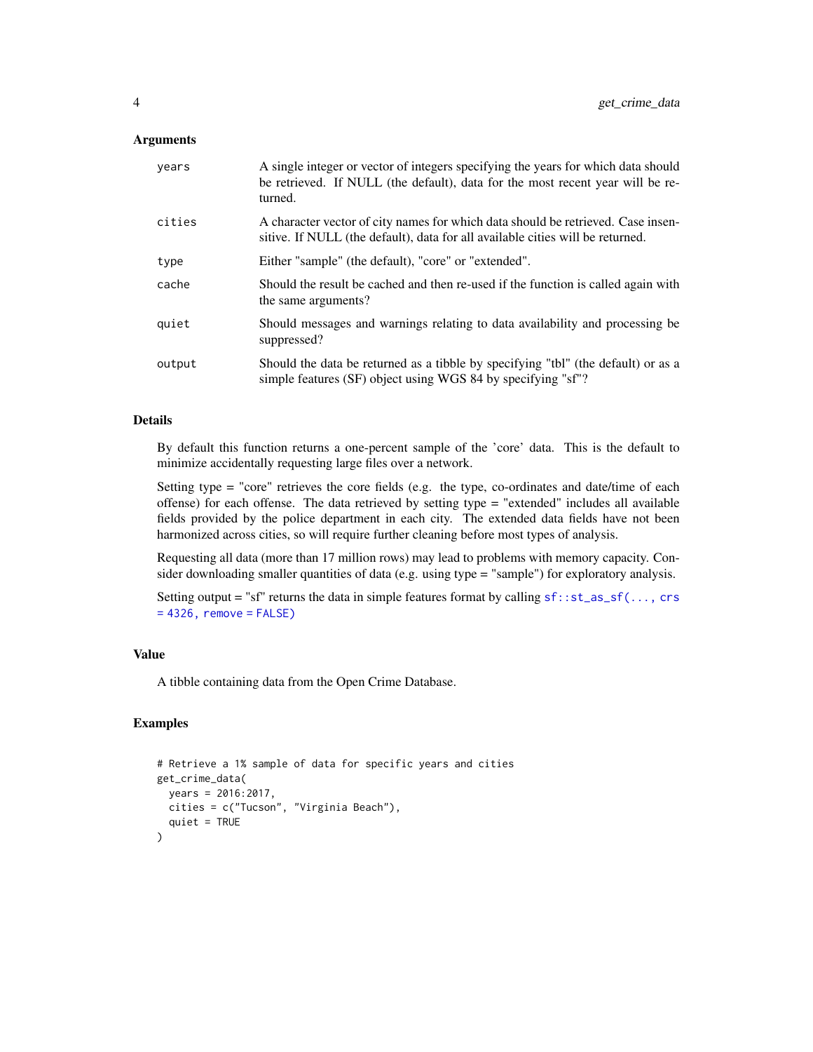## Arguments

| | |
|---|---|
| `years` | A single integer or vector of integers specifying the years for which data should be retrieved. If NULL (the default), data for the most recent year will be returned. |
| `cities` | A character vector of city names for which data should be retrieved. Case insensitive. If NULL (the default), data for all available cities will be returned. |
| `type` | Either "sample" (the default), "core" or "extended". |
| `cache` | Should the result be cached and then re-used if the function is called again with the same arguments? |
| `quiet` | Should messages and warnings relating to data availability and processing be suppressed? |
| `output` | Should the data be returned as a tibble by specifying "tbl" (the default) or as a simple features (SF) object using WGS 84 by specifying "sf"? |

## Details

By default this function returns a one-percent sample of the 'core' data. This is the default to minimize accidentally requesting large files over a network.

Setting type = "core" retrieves the core fields (e.g. the type, co-ordinates and date/time of each offense) for each offense. The data retrieved by setting type = "extended" includes all available fields provided by the police department in each city. The extended data fields have not been harmonized across cities, so will require further cleaning before most types of analysis.

Requesting all data (more than 17 million rows) may lead to problems with memory capacity. Consider downloading smaller quantities of data (e.g. using type = "sample") for exploratory analysis.

Setting output = "sf" returns the data in simple features format by calling `sf::st_as_sf(..., crs = 4326, remove = FALSE)`

## Value

A tibble containing data from the Open Crime Database.

## Examples

```
# Retrieve a 1% sample of data for specific years and cities
get_crime_data(
  years = 2016:2017,
  cities = c("Tucson", "Virginia Beach"),
  quiet = TRUE
)
```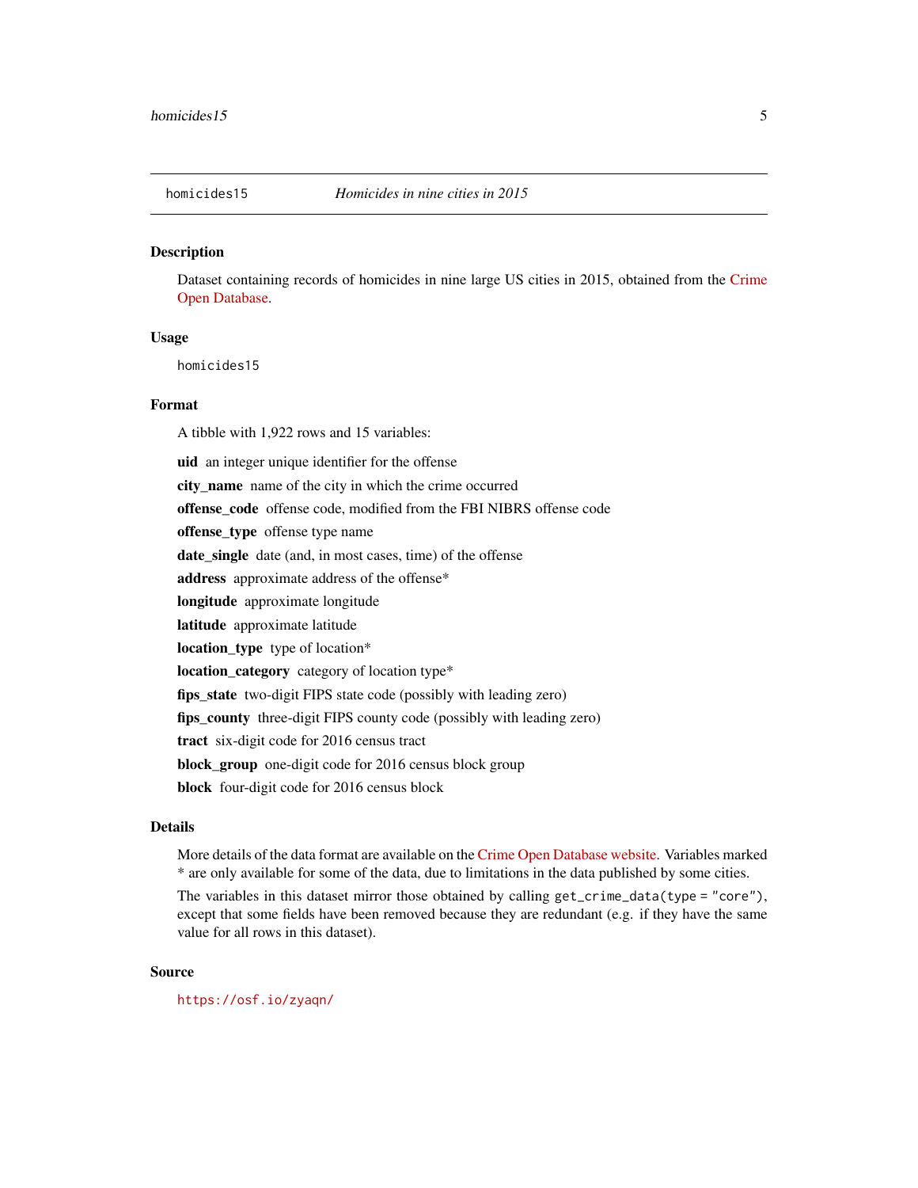## homicides15 — *Homicides in nine cities in 2015*

### Description

Dataset containing records of homicides in nine large US cities in 2015, obtained from the Crime Open Database.

### Usage

```
homicides15
```

### Format

A tibble with 1,922 rows and 15 variables:

**uid** an integer unique identifier for the offense

**city_name** name of the city in which the crime occurred

**offense_code** offense code, modified from the FBI NIBRS offense code

**offense_type** offense type name

**date_single** date (and, in most cases, time) of the offense

**address** approximate address of the offense*

**longitude** approximate longitude

**latitude** approximate latitude

**location_type** type of location*

**location_category** category of location type*

**fips_state** two-digit FIPS state code (possibly with leading zero)

**fips_county** three-digit FIPS county code (possibly with leading zero)

**tract** six-digit code for 2016 census tract

**block_group** one-digit code for 2016 census block group

**block** four-digit code for 2016 census block

### Details

More details of the data format are available on the Crime Open Database website. Variables marked * are only available for some of the data, due to limitations in the data published by some cities.

The variables in this dataset mirror those obtained by calling `get_crime_data(type = "core")`, except that some fields have been removed because they are redundant (e.g. if they have the same value for all rows in this dataset).

### Source

https://osf.io/zyaqn/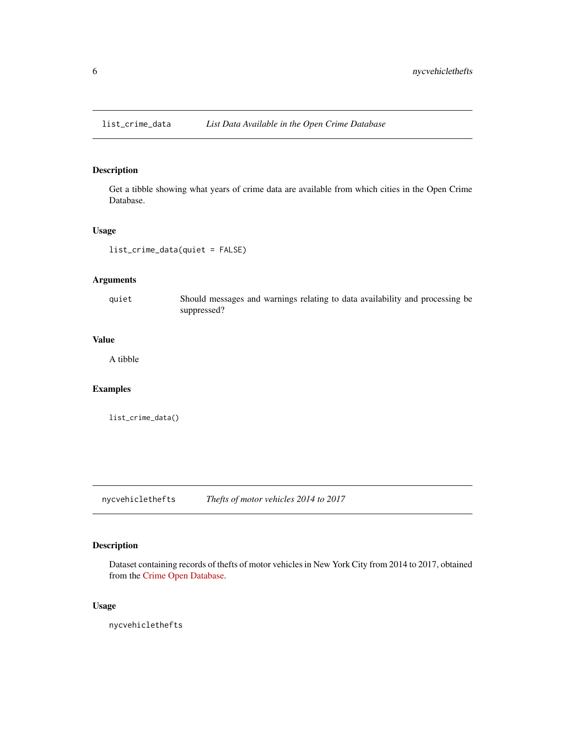## list_crime_data *List Data Available in the Open Crime Database*

### Description

Get a tibble showing what years of crime data are available from which cities in the Open Crime Database.

### Usage

```
list_crime_data(quiet = FALSE)
```

### Arguments

| | |
|---|---|
| quiet | Should messages and warnings relating to data availability and processing be suppressed? |

### Value

A tibble

### Examples

```
list_crime_data()
```

## nycvehiclethefts *Thefts of motor vehicles 2014 to 2017*

### Description

Dataset containing records of thefts of motor vehicles in New York City from 2014 to 2017, obtained from the Crime Open Database.

### Usage

```
nycvehiclethefts
```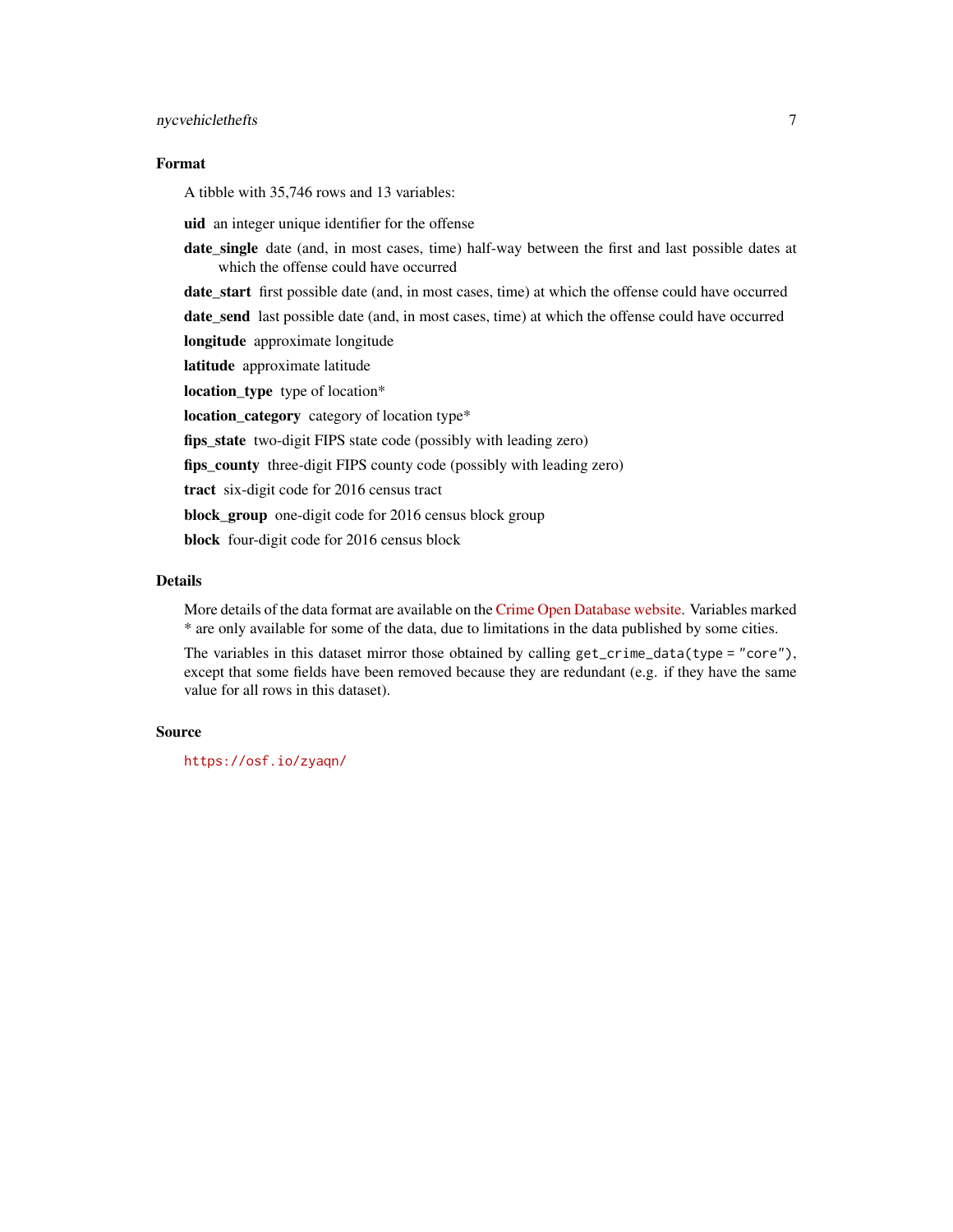## Format

A tibble with 35,746 rows and 13 variables:

**uid** an integer unique identifier for the offense

**date_single** date (and, in most cases, time) half-way between the first and last possible dates at which the offense could have occurred

**date_start** first possible date (and, in most cases, time) at which the offense could have occurred

**date_send** last possible date (and, in most cases, time) at which the offense could have occurred

**longitude** approximate longitude

**latitude** approximate latitude

**location_type** type of location*

**location_category** category of location type*

**fips_state** two-digit FIPS state code (possibly with leading zero)

**fips_county** three-digit FIPS county code (possibly with leading zero)

**tract** six-digit code for 2016 census tract

**block_group** one-digit code for 2016 census block group

**block** four-digit code for 2016 census block

## Details

More details of the data format are available on the Crime Open Database website. Variables marked * are only available for some of the data, due to limitations in the data published by some cities.

The variables in this dataset mirror those obtained by calling `get_crime_data(type = "core")`, except that some fields have been removed because they are redundant (e.g. if they have the same value for all rows in this dataset).

## Source

https://osf.io/zyaqn/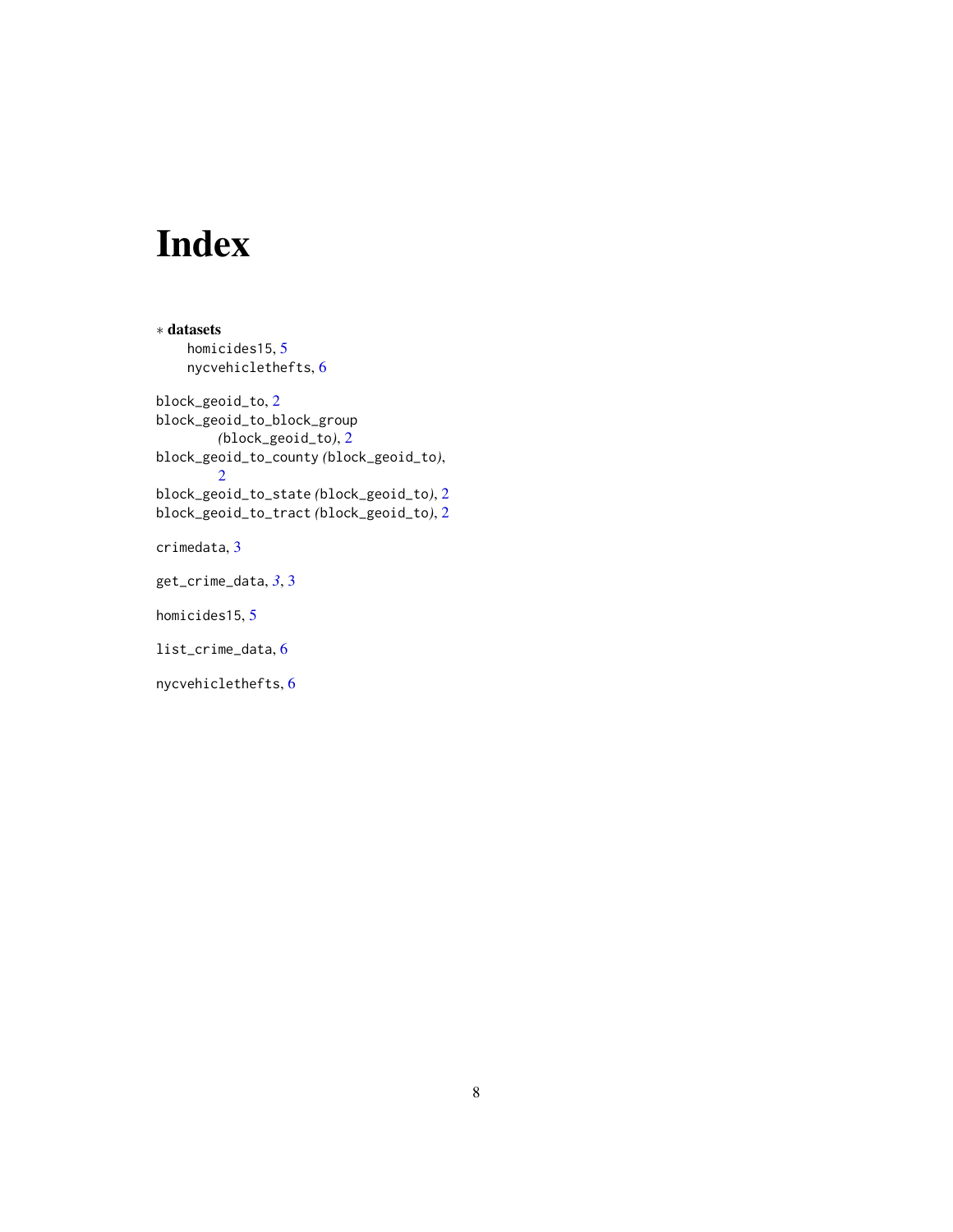# Index

∗ **datasets**
  homicides15, 5
  nycvehiclethefts, 6

block_geoid_to, 2
block_geoid_to_block_group (block_geoid_to), 2
block_geoid_to_county (block_geoid_to), 2
block_geoid_to_state (block_geoid_to), 2
block_geoid_to_tract (block_geoid_to), 2

crimedata, 3

get_crime_data, *3*, 3

homicides15, 5

list_crime_data, 6

nycvehiclethefts, 6